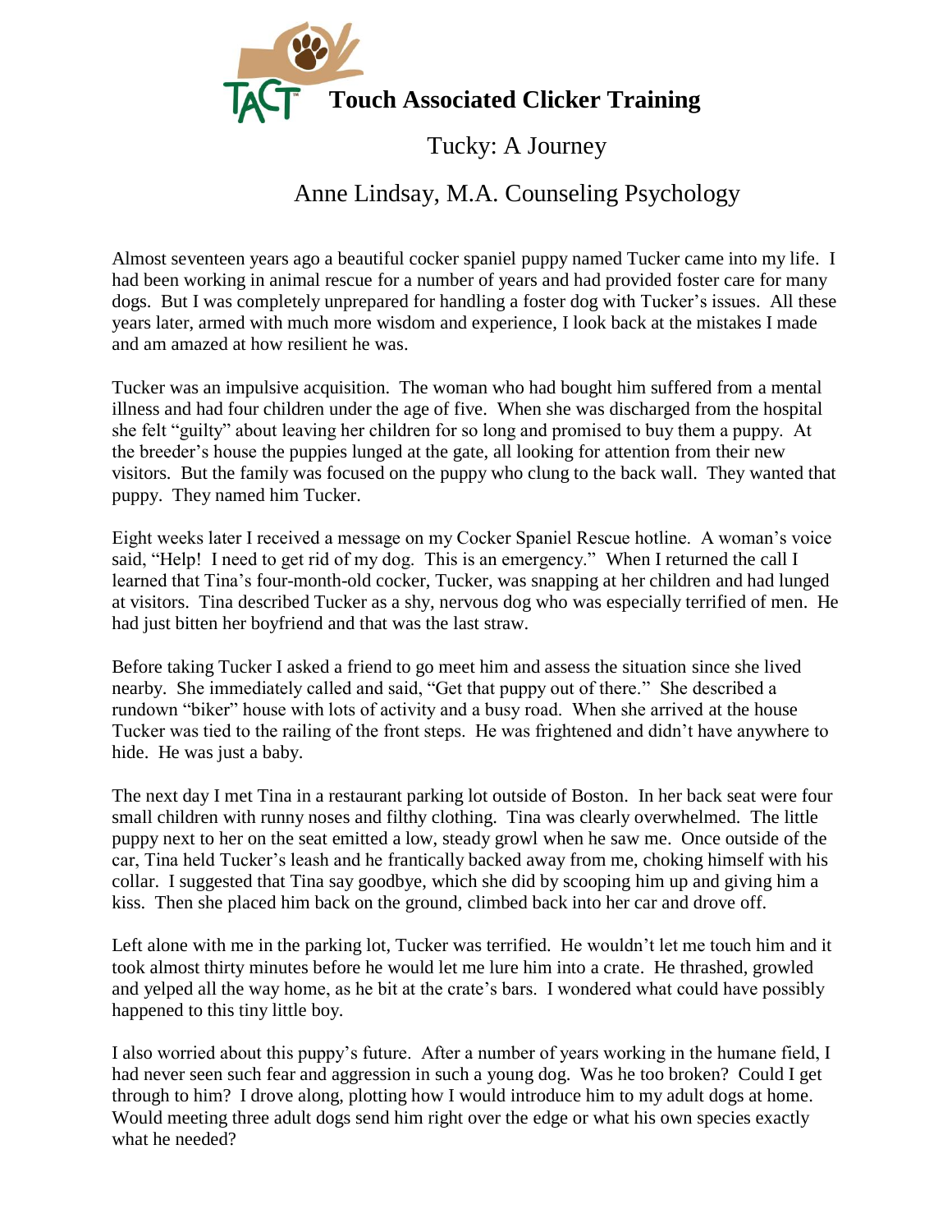# Touch Associated Clicker Training

## Tucky: A Journey

### Anne Lindsay, M.A. Counseling Psychology

Almost seventeen years ago a beautiful cocker spaniel puppy named Tucker came into my life. I had been working in animal rescue for a number of years and had provided foster care for many dogs. But I was completely unprepared for handling a foster dog with Tucker's issues. All these years later, armed with much more wisdom and experience, I look back at the mistakes I made and am amazed at how resilient he was.

Tucker was an impulsive acquisition. The woman who had bought him suffered from a mental illness and had four children under the age of five. When she was discharged from the hospital she felt "guilty" about leaving her children for so long and promised to buy them a puppy. At the breeder's house the puppies lunged at the gate, all looking for attention from their new visitors. But the family was focused on the puppy who clung to the back wall. They wanted that puppy. They named him Tucker.

Eight weeks later I received a message on my Cocker Spaniel Rescue hotline. A woman's voice said, "Help! I need to get rid of my dog. This is an emergency." When I returned the call I learned that Tina's four-month-old cocker, Tucker, was snapping at her children and had lunged at visitors. Tina described Tucker as a shy, nervous dog who was especially terrified of men. He had just bitten her boyfriend and that was the last straw.

Before taking Tucker I asked a friend to go meet him and assess the situation since she lived nearby. She immediately called and said, "Get that puppy out of there." She described a rundown "biker" house with lots of activity and a busy road. When she arrived at the house Tucker was tied to the railing of the front steps. He was frightened and didn't have anywhere to hide. He was just a baby.

The next day I met Tina in a restaurant parking lot outside of Boston. In her back seat were four small children with runny noses and filthy clothing. Tina was clearly overwhelmed. The little puppy next to her on the seat emitted a low, steady growl when he saw me. Once outside of the car, Tina held Tucker's leash and he frantically backed away from me, choking himself with his collar. I suggested that Tina say goodbye, which she did by scooping him up and giving him a kiss. Then she placed him back on the ground, climbed back into her car and drove off.

Left alone with me in the parking lot, Tucker was terrified. He wouldn't let me touch him and it took almost thirty minutes before he would let me lure him into a crate. He thrashed, growled and yelped all the way home, as he bit at the crate's bars. I wondered what could have possibly happened to this tiny little boy.

I also worried about this puppy's future. After a number of years working in the humane field, I had never seen such fear and aggression in such a young dog. Was he too broken? Could I get through to him? I drove along, plotting how I would introduce him to my adult dogs at home. Would meeting three adult dogs send him right over the edge or what his own species exactly what he needed?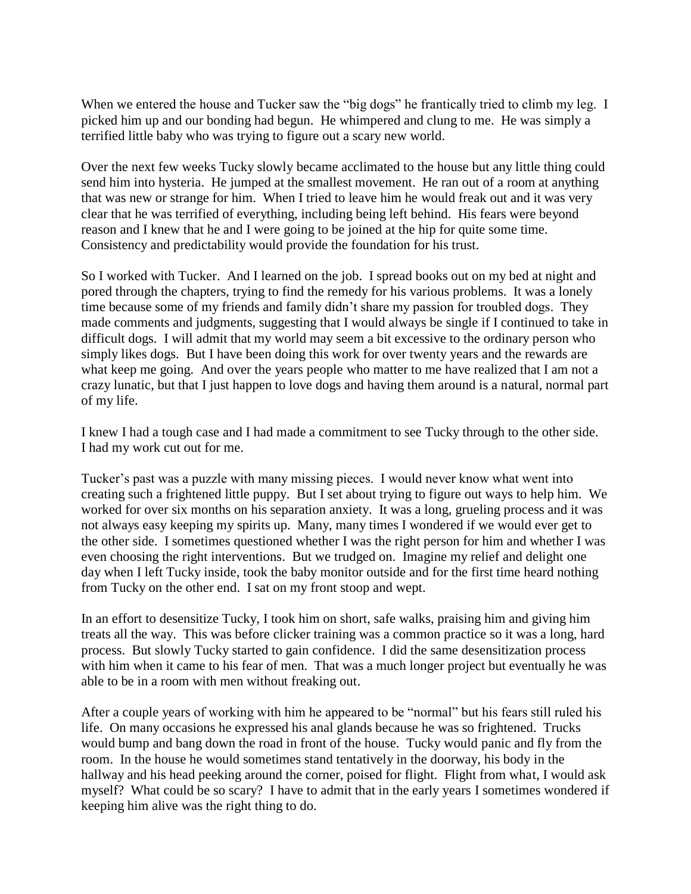When we entered the house and Tucker saw the "big dogs" he frantically tried to climb my leg. I picked him up and our bonding had begun. He whimpered and clung to me. He was simply a terrified little baby who was trying to figure out a scary new world.

Over the next few weeks Tucky slowly became acclimated to the house but any little thing could send him into hysteria. He jumped at the smallest movement. He ran out of a room at anything that was new or strange for him. When I tried to leave him he would freak out and it was very clear that he was terrified of everything, including being left behind. His fears were beyond reason and I knew that he and I were going to be joined at the hip for quite some time. Consistency and predictability would provide the foundation for his trust.

So I worked with Tucker. And I learned on the job. I spread books out on my bed at night and pored through the chapters, trying to find the remedy for his various problems. It was a lonely time because some of my friends and family didn't share my passion for troubled dogs. They made comments and judgments, suggesting that I would always be single if I continued to take in difficult dogs. I will admit that my world may seem a bit excessive to the ordinary person who simply likes dogs. But I have been doing this work for over twenty years and the rewards are what keep me going. And over the years people who matter to me have realized that I am not a crazy lunatic, but that I just happen to love dogs and having them around is a natural, normal part of my life.

I knew I had a tough case and I had made a commitment to see Tucky through to the other side. I had my work cut out for me.

Tucker's past was a puzzle with many missing pieces. I would never know what went into creating such a frightened little puppy. But I set about trying to figure out ways to help him. We worked for over six months on his separation anxiety. It was a long, grueling process and it was not always easy keeping my spirits up. Many, many times I wondered if we would ever get to the other side. I sometimes questioned whether I was the right person for him and whether I was even choosing the right interventions. But we trudged on. Imagine my relief and delight one day when I left Tucky inside, took the baby monitor outside and for the first time heard nothing from Tucky on the other end. I sat on my front stoop and wept.

In an effort to desensitize Tucky, I took him on short, safe walks, praising him and giving him treats all the way. This was before clicker training was a common practice so it was a long, hard process. But slowly Tucky started to gain confidence. I did the same desensitization process with him when it came to his fear of men. That was a much longer project but eventually he was able to be in a room with men without freaking out.

After a couple years of working with him he appeared to be "normal" but his fears still ruled his life. On many occasions he expressed his anal glands because he was so frightened. Trucks would bump and bang down the road in front of the house. Tucky would panic and fly from the room. In the house he would sometimes stand tentatively in the doorway, his body in the hallway and his head peeking around the corner, poised for flight. Flight from what, I would ask myself? What could be so scary? I have to admit that in the early years I sometimes wondered if keeping him alive was the right thing to do.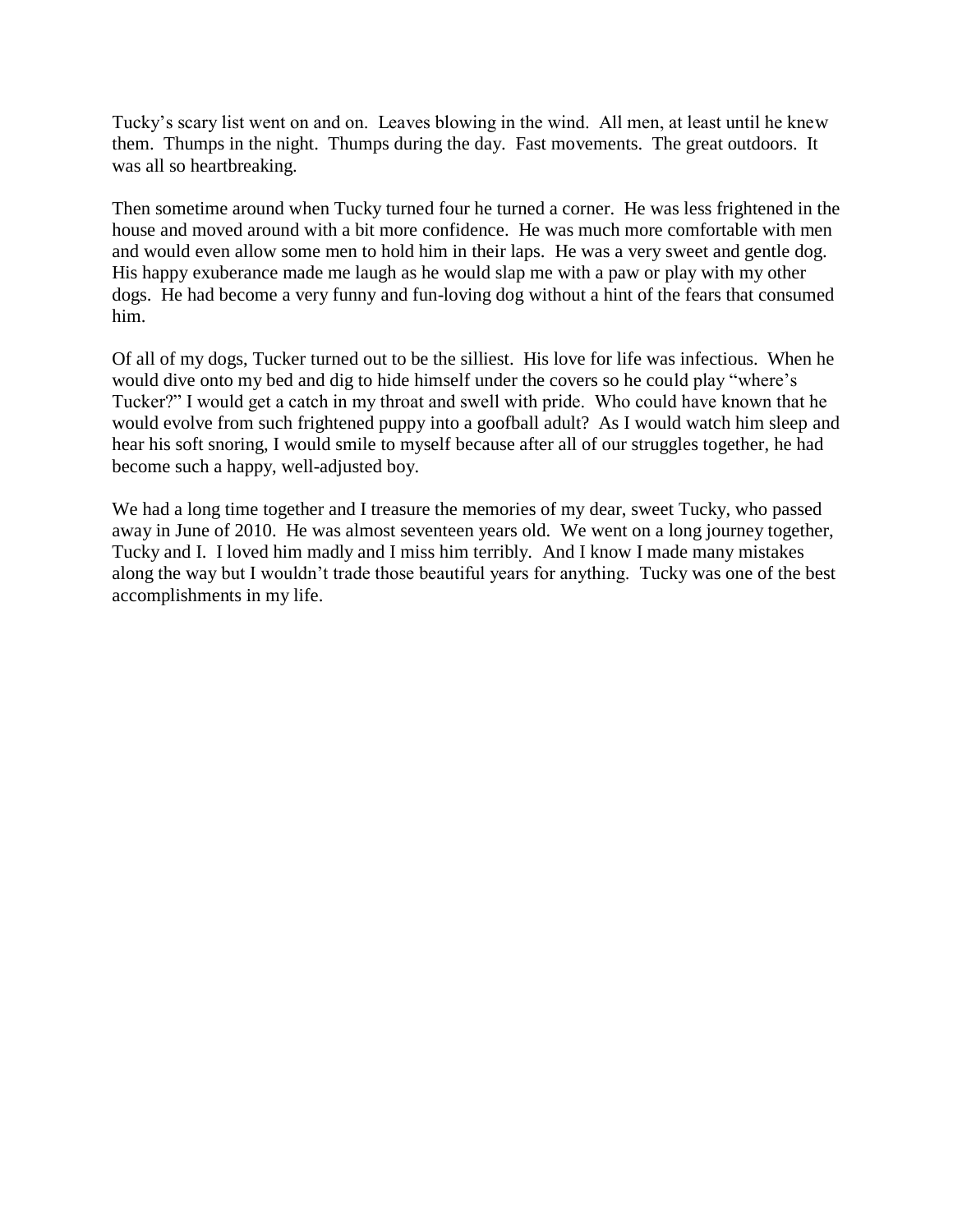Tucky's scary list went on and on. Leaves blowing in the wind. All men, at least until he knew them. Thumps in the night. Thumps during the day. Fast movements. The great outdoors. It was all so heartbreaking.

Then sometime around when Tucky turned four he turned a corner. He was less frightened in the house and moved around with a bit more confidence. He was much more comfortable with men and would even allow some men to hold him in their laps. He was a very sweet and gentle dog. His happy exuberance made me laugh as he would slap me with a paw or play with my other dogs. He had become a very funny and fun-loving dog without a hint of the fears that consumed him.

Of all of my dogs, Tucker turned out to be the silliest. His love for life was infectious. When he would dive onto my bed and dig to hide himself under the covers so he could play "where's Tucker?" I would get a catch in my throat and swell with pride. Who could have known that he would evolve from such frightened puppy into a goofball adult? As I would watch him sleep and hear his soft snoring, I would smile to myself because after all of our struggles together, he had become such a happy, well-adjusted boy.

We had a long time together and I treasure the memories of my dear, sweet Tucky, who passed away in June of 2010. He was almost seventeen years old. We went on a long journey together, Tucky and I. I loved him madly and I miss him terribly. And I know I made many mistakes along the way but I wouldn't trade those beautiful years for anything. Tucky was one of the best accomplishments in my life.